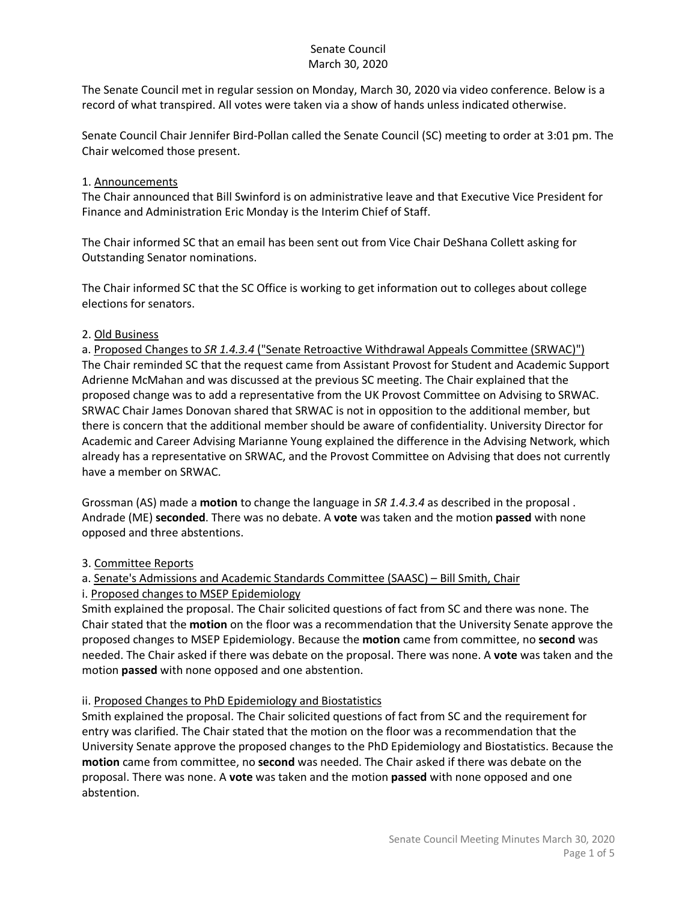Senate Council
March 30, 2020

The Senate Council met in regular session on Monday, March 30, 2020 via video conference. Below is a record of what transpired. All votes were taken via a show of hands unless indicated otherwise.

Senate Council Chair Jennifer Bird-Pollan called the Senate Council (SC) meeting to order at 3:01 pm. The Chair welcomed those present.

1. Announcements
The Chair announced that Bill Swinford is on administrative leave and that Executive Vice President for Finance and Administration Eric Monday is the Interim Chief of Staff.

The Chair informed SC that an email has been sent out from Vice Chair DeShana Collett asking for Outstanding Senator nominations.

The Chair informed SC that the SC Office is working to get information out to colleges about college elections for senators.

2. Old Business
a. Proposed Changes to *SR 1.4.3.4* ("Senate Retroactive Withdrawal Appeals Committee (SRWAC)")
The Chair reminded SC that the request came from Assistant Provost for Student and Academic Support Adrienne McMahan and was discussed at the previous SC meeting. The Chair explained that the proposed change was to add a representative from the UK Provost Committee on Advising to SRWAC. SRWAC Chair James Donovan shared that SRWAC is not in opposition to the additional member, but there is concern that the additional member should be aware of confidentiality. University Director for Academic and Career Advising Marianne Young explained the difference in the Advising Network, which already has a representative on SRWAC, and the Provost Committee on Advising that does not currently have a member on SRWAC.

Grossman (AS) made a **motion** to change the language in *SR 1.4.3.4* as described in the proposal . Andrade (ME) **seconded**. There was no debate. A **vote** was taken and the motion **passed** with none opposed and three abstentions.

3. Committee Reports
a. Senate's Admissions and Academic Standards Committee (SAASC) – Bill Smith, Chair
i. Proposed changes to MSEP Epidemiology
Smith explained the proposal. The Chair solicited questions of fact from SC and there was none. The Chair stated that the **motion** on the floor was a recommendation that the University Senate approve the proposed changes to MSEP Epidemiology. Because the **motion** came from committee, no **second** was needed. The Chair asked if there was debate on the proposal. There was none. A **vote** was taken and the motion **passed** with none opposed and one abstention.

ii. Proposed Changes to PhD Epidemiology and Biostatistics
Smith explained the proposal. The Chair solicited questions of fact from SC and the requirement for entry was clarified. The Chair stated that the motion on the floor was a recommendation that the University Senate approve the proposed changes to the PhD Epidemiology and Biostatistics. Because the **motion** came from committee, no **second** was needed. The Chair asked if there was debate on the proposal. There was none. A **vote** was taken and the motion **passed** with none opposed and one abstention.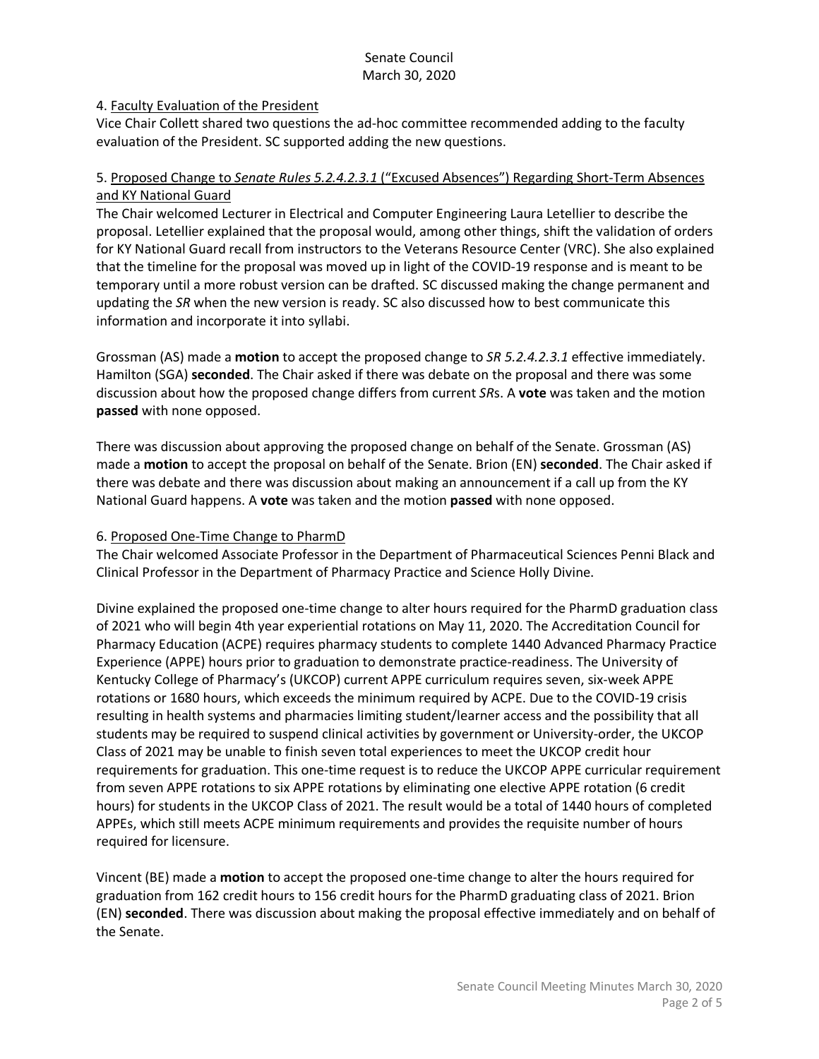4. Faculty Evaluation of the President

Vice Chair Collett shared two questions the ad-hoc committee recommended adding to the faculty evaluation of the President. SC supported adding the new questions.

5. Proposed Change to *Senate Rules 5.2.4.2.3.1* ("Excused Absences") Regarding Short-Term Absences and KY National Guard

The Chair welcomed Lecturer in Electrical and Computer Engineering Laura Letellier to describe the proposal. Letellier explained that the proposal would, among other things, shift the validation of orders for KY National Guard recall from instructors to the Veterans Resource Center (VRC). She also explained that the timeline for the proposal was moved up in light of the COVID-19 response and is meant to be temporary until a more robust version can be drafted. SC discussed making the change permanent and updating the *SR* when the new version is ready. SC also discussed how to best communicate this information and incorporate it into syllabi.

Grossman (AS) made a **motion** to accept the proposed change to *SR 5.2.4.2.3.1* effective immediately. Hamilton (SGA) **seconded**. The Chair asked if there was debate on the proposal and there was some discussion about how the proposed change differs from current *SR*s. A **vote** was taken and the motion **passed** with none opposed.

There was discussion about approving the proposed change on behalf of the Senate. Grossman (AS) made a **motion** to accept the proposal on behalf of the Senate. Brion (EN) **seconded**. The Chair asked if there was debate and there was discussion about making an announcement if a call up from the KY National Guard happens. A **vote** was taken and the motion **passed** with none opposed.

6. Proposed One-Time Change to PharmD

The Chair welcomed Associate Professor in the Department of Pharmaceutical Sciences Penni Black and Clinical Professor in the Department of Pharmacy Practice and Science Holly Divine.

Divine explained the proposed one-time change to alter hours required for the PharmD graduation class of 2021 who will begin 4th year experiential rotations on May 11, 2020. The Accreditation Council for Pharmacy Education (ACPE) requires pharmacy students to complete 1440 Advanced Pharmacy Practice Experience (APPE) hours prior to graduation to demonstrate practice-readiness. The University of Kentucky College of Pharmacy's (UKCOP) current APPE curriculum requires seven, six-week APPE rotations or 1680 hours, which exceeds the minimum required by ACPE. Due to the COVID-19 crisis resulting in health systems and pharmacies limiting student/learner access and the possibility that all students may be required to suspend clinical activities by government or University-order, the UKCOP Class of 2021 may be unable to finish seven total experiences to meet the UKCOP credit hour requirements for graduation. This one-time request is to reduce the UKCOP APPE curricular requirement from seven APPE rotations to six APPE rotations by eliminating one elective APPE rotation (6 credit hours) for students in the UKCOP Class of 2021. The result would be a total of 1440 hours of completed APPEs, which still meets ACPE minimum requirements and provides the requisite number of hours required for licensure.

Vincent (BE) made a **motion** to accept the proposed one-time change to alter the hours required for graduation from 162 credit hours to 156 credit hours for the PharmD graduating class of 2021. Brion (EN) **seconded**. There was discussion about making the proposal effective immediately and on behalf of the Senate.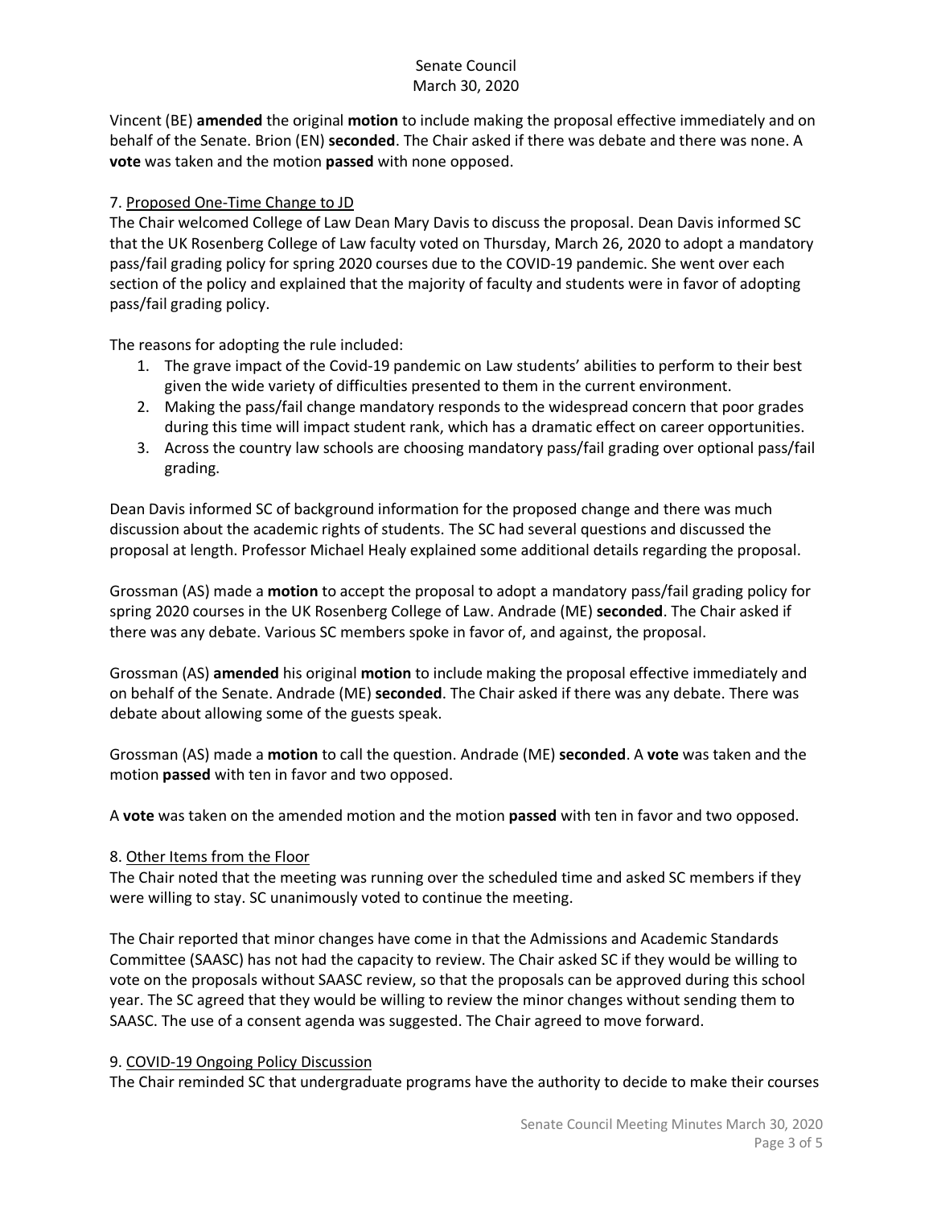Vincent (BE) **amended** the original **motion** to include making the proposal effective immediately and on behalf of the Senate. Brion (EN) **seconded**. The Chair asked if there was debate and there was none. A **vote** was taken and the motion **passed** with none opposed.

7. <u>Proposed One-Time Change to JD</u>

The Chair welcomed College of Law Dean Mary Davis to discuss the proposal. Dean Davis informed SC that the UK Rosenberg College of Law faculty voted on Thursday, March 26, 2020 to adopt a mandatory pass/fail grading policy for spring 2020 courses due to the COVID-19 pandemic. She went over each section of the policy and explained that the majority of faculty and students were in favor of adopting pass/fail grading policy.

The reasons for adopting the rule included:

1. The grave impact of the Covid-19 pandemic on Law students' abilities to perform to their best given the wide variety of difficulties presented to them in the current environment.
2. Making the pass/fail change mandatory responds to the widespread concern that poor grades during this time will impact student rank, which has a dramatic effect on career opportunities.
3. Across the country law schools are choosing mandatory pass/fail grading over optional pass/fail grading.

Dean Davis informed SC of background information for the proposed change and there was much discussion about the academic rights of students. The SC had several questions and discussed the proposal at length. Professor Michael Healy explained some additional details regarding the proposal.

Grossman (AS) made a **motion** to accept the proposal to adopt a mandatory pass/fail grading policy for spring 2020 courses in the UK Rosenberg College of Law. Andrade (ME) **seconded**. The Chair asked if there was any debate. Various SC members spoke in favor of, and against, the proposal.

Grossman (AS) **amended** his original **motion** to include making the proposal effective immediately and on behalf of the Senate. Andrade (ME) **seconded**. The Chair asked if there was any debate. There was debate about allowing some of the guests speak.

Grossman (AS) made a **motion** to call the question. Andrade (ME) **seconded**. A **vote** was taken and the motion **passed** with ten in favor and two opposed.

A **vote** was taken on the amended motion and the motion **passed** with ten in favor and two opposed.

8. <u>Other Items from the Floor</u>

The Chair noted that the meeting was running over the scheduled time and asked SC members if they were willing to stay. SC unanimously voted to continue the meeting.

The Chair reported that minor changes have come in that the Admissions and Academic Standards Committee (SAASC) has not had the capacity to review. The Chair asked SC if they would be willing to vote on the proposals without SAASC review, so that the proposals can be approved during this school year. The SC agreed that they would be willing to review the minor changes without sending them to SAASC. The use of a consent agenda was suggested. The Chair agreed to move forward.

9. <u>COVID-19 Ongoing Policy Discussion</u>

The Chair reminded SC that undergraduate programs have the authority to decide to make their courses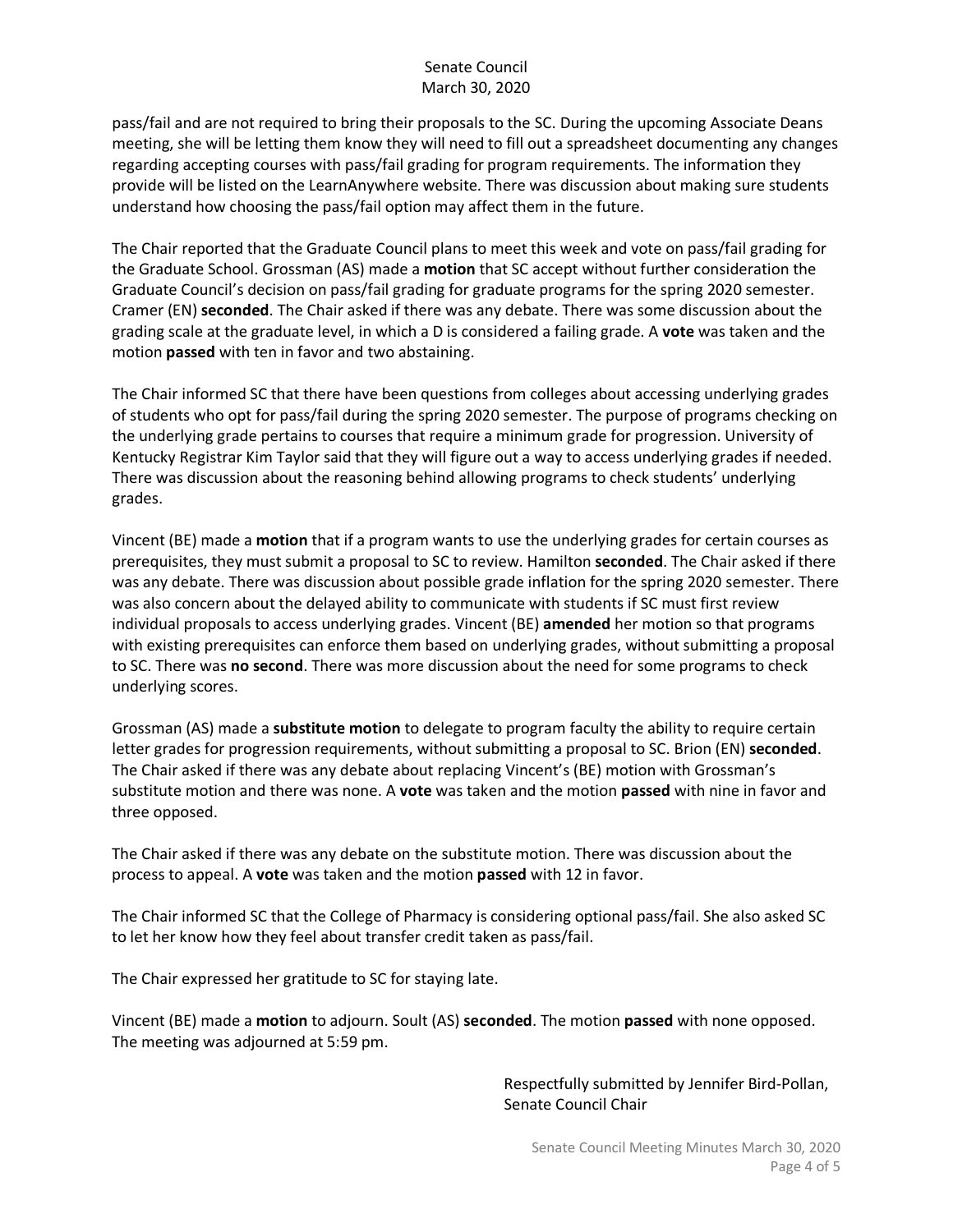pass/fail and are not required to bring their proposals to the SC. During the upcoming Associate Deans meeting, she will be letting them know they will need to fill out a spreadsheet documenting any changes regarding accepting courses with pass/fail grading for program requirements. The information they provide will be listed on the LearnAnywhere website. There was discussion about making sure students understand how choosing the pass/fail option may affect them in the future.

The Chair reported that the Graduate Council plans to meet this week and vote on pass/fail grading for the Graduate School. Grossman (AS) made a **motion** that SC accept without further consideration the Graduate Council's decision on pass/fail grading for graduate programs for the spring 2020 semester. Cramer (EN) **seconded**. The Chair asked if there was any debate. There was some discussion about the grading scale at the graduate level, in which a D is considered a failing grade. A **vote** was taken and the motion **passed** with ten in favor and two abstaining.

The Chair informed SC that there have been questions from colleges about accessing underlying grades of students who opt for pass/fail during the spring 2020 semester. The purpose of programs checking on the underlying grade pertains to courses that require a minimum grade for progression. University of Kentucky Registrar Kim Taylor said that they will figure out a way to access underlying grades if needed. There was discussion about the reasoning behind allowing programs to check students' underlying grades.

Vincent (BE) made a **motion** that if a program wants to use the underlying grades for certain courses as prerequisites, they must submit a proposal to SC to review. Hamilton **seconded**. The Chair asked if there was any debate. There was discussion about possible grade inflation for the spring 2020 semester. There was also concern about the delayed ability to communicate with students if SC must first review individual proposals to access underlying grades. Vincent (BE) **amended** her motion so that programs with existing prerequisites can enforce them based on underlying grades, without submitting a proposal to SC. There was **no second**. There was more discussion about the need for some programs to check underlying scores.

Grossman (AS) made a **substitute motion** to delegate to program faculty the ability to require certain letter grades for progression requirements, without submitting a proposal to SC. Brion (EN) **seconded**. The Chair asked if there was any debate about replacing Vincent's (BE) motion with Grossman's substitute motion and there was none. A **vote** was taken and the motion **passed** with nine in favor and three opposed.

The Chair asked if there was any debate on the substitute motion. There was discussion about the process to appeal. A **vote** was taken and the motion **passed** with 12 in favor.

The Chair informed SC that the College of Pharmacy is considering optional pass/fail. She also asked SC to let her know how they feel about transfer credit taken as pass/fail.

The Chair expressed her gratitude to SC for staying late.

Vincent (BE) made a **motion** to adjourn. Soult (AS) **seconded**. The motion **passed** with none opposed. The meeting was adjourned at 5:59 pm.

Respectfully submitted by Jennifer Bird-Pollan,
Senate Council Chair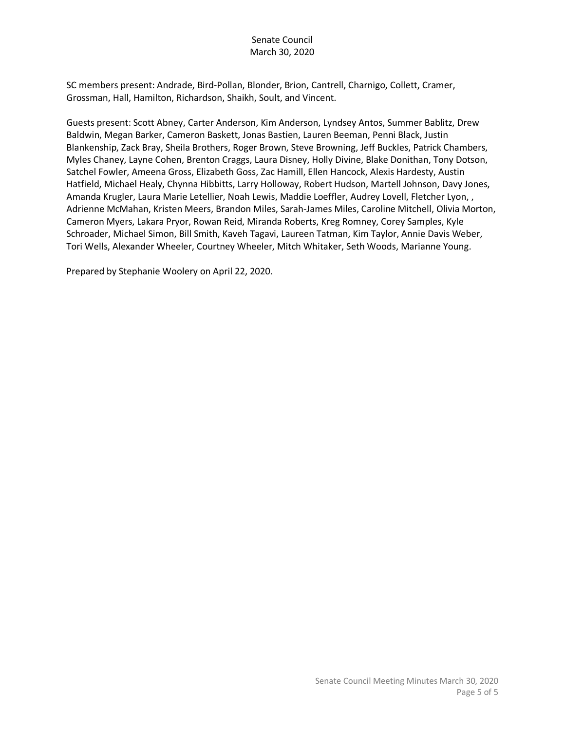SC members present: Andrade, Bird-Pollan, Blonder, Brion, Cantrell, Charnigo, Collett, Cramer, Grossman, Hall, Hamilton, Richardson, Shaikh, Soult, and Vincent.

Guests present: Scott Abney, Carter Anderson, Kim Anderson, Lyndsey Antos, Summer Bablitz, Drew Baldwin, Megan Barker, Cameron Baskett, Jonas Bastien, Lauren Beeman, Penni Black, Justin Blankenship, Zack Bray, Sheila Brothers, Roger Brown, Steve Browning, Jeff Buckles, Patrick Chambers, Myles Chaney, Layne Cohen, Brenton Craggs, Laura Disney, Holly Divine, Blake Donithan, Tony Dotson, Satchel Fowler, Ameena Gross, Elizabeth Goss, Zac Hamill, Ellen Hancock, Alexis Hardesty, Austin Hatfield, Michael Healy, Chynna Hibbitts, Larry Holloway, Robert Hudson, Martell Johnson, Davy Jones, Amanda Krugler, Laura Marie Letellier, Noah Lewis, Maddie Loeffler, Audrey Lovell, Fletcher Lyon, , Adrienne McMahan, Kristen Meers, Brandon Miles, Sarah-James Miles, Caroline Mitchell, Olivia Morton, Cameron Myers, Lakara Pryor, Rowan Reid, Miranda Roberts, Kreg Romney, Corey Samples, Kyle Schroader, Michael Simon, Bill Smith, Kaveh Tagavi, Laureen Tatman, Kim Taylor, Annie Davis Weber, Tori Wells, Alexander Wheeler, Courtney Wheeler, Mitch Whitaker, Seth Woods, Marianne Young.

Prepared by Stephanie Woolery on April 22, 2020.